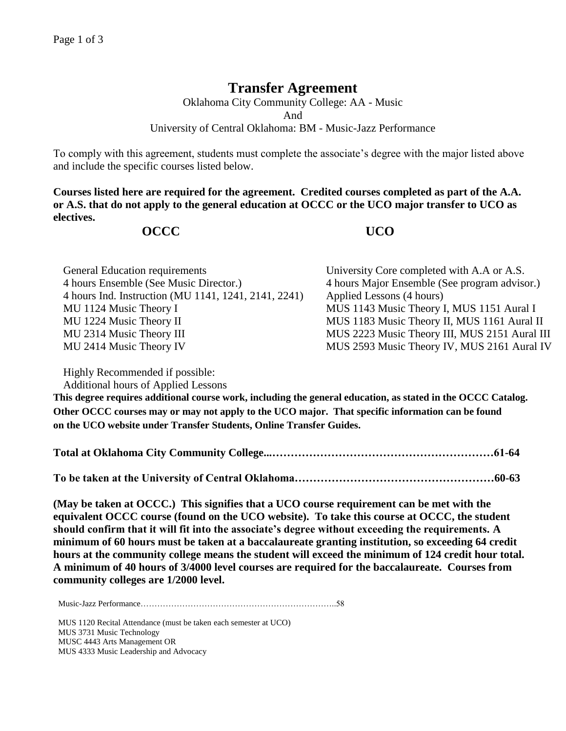# Transfer Agreement

Oklahoma City Community College: AA - Music

And

University of Central Oklahoma: BM - Music-Jazz Performance

To comply with this agreement, students must complete the associate's degree with the major listed above and include the specific courses listed below.

**Courses listed here are required for the agreement. Credited courses completed as part of the A.A. or A.S. that do not apply to the general education at OCCC or the UCO major transfer to UCO as electives.**

| OCCC | UCO |
| --- | --- |
| General Education requirements | University Core completed with A.A or A.S. |
| 4 hours Ensemble (See Music Director.) | 4 hours Major Ensemble (See program advisor.) |
| 4 hours Ind. Instruction (MU 1141, 1241, 2141, 2241) | Applied Lessons (4 hours) |
| MU 1124 Music Theory I | MUS 1143 Music Theory I, MUS 1151 Aural I |
| MU 1224 Music Theory II | MUS 1183 Music Theory II, MUS 1161 Aural II |
| MU 2314 Music Theory III | MUS 2223 Music Theory III, MUS 2151 Aural III |
| MU 2414 Music Theory IV | MUS 2593 Music Theory IV, MUS 2161 Aural IV |

Highly Recommended if possible:
Additional hours of Applied Lessons

**This degree requires additional course work, including the general education, as stated in the OCCC Catalog. Other OCCC courses may or may not apply to the UCO major. That specific information can be found on the UCO website under Transfer Students, Online Transfer Guides.**

**Total at Oklahoma City Community College...……………………………………………………61-64**

**To be taken at the University of Central Oklahoma………………………………………………60-63**

**(May be taken at OCCC.) This signifies that a UCO course requirement can be met with the equivalent OCCC course (found on the UCO website). To take this course at OCCC, the student should confirm that it will fit into the associate's degree without exceeding the requirements. A minimum of 60 hours must be taken at a baccalaureate granting institution, so exceeding 64 credit hours at the community college means the student will exceed the minimum of 124 credit hour total. A minimum of 40 hours of 3/4000 level courses are required for the baccalaureate. Courses from community colleges are 1/2000 level.**

Music-Jazz Performance……………………………………………………………..58

MUS 1120 Recital Attendance (must be taken each semester at UCO)
MUS 3731 Music Technology
MUSC 4443 Arts Management OR
MUS 4333 Music Leadership and Advocacy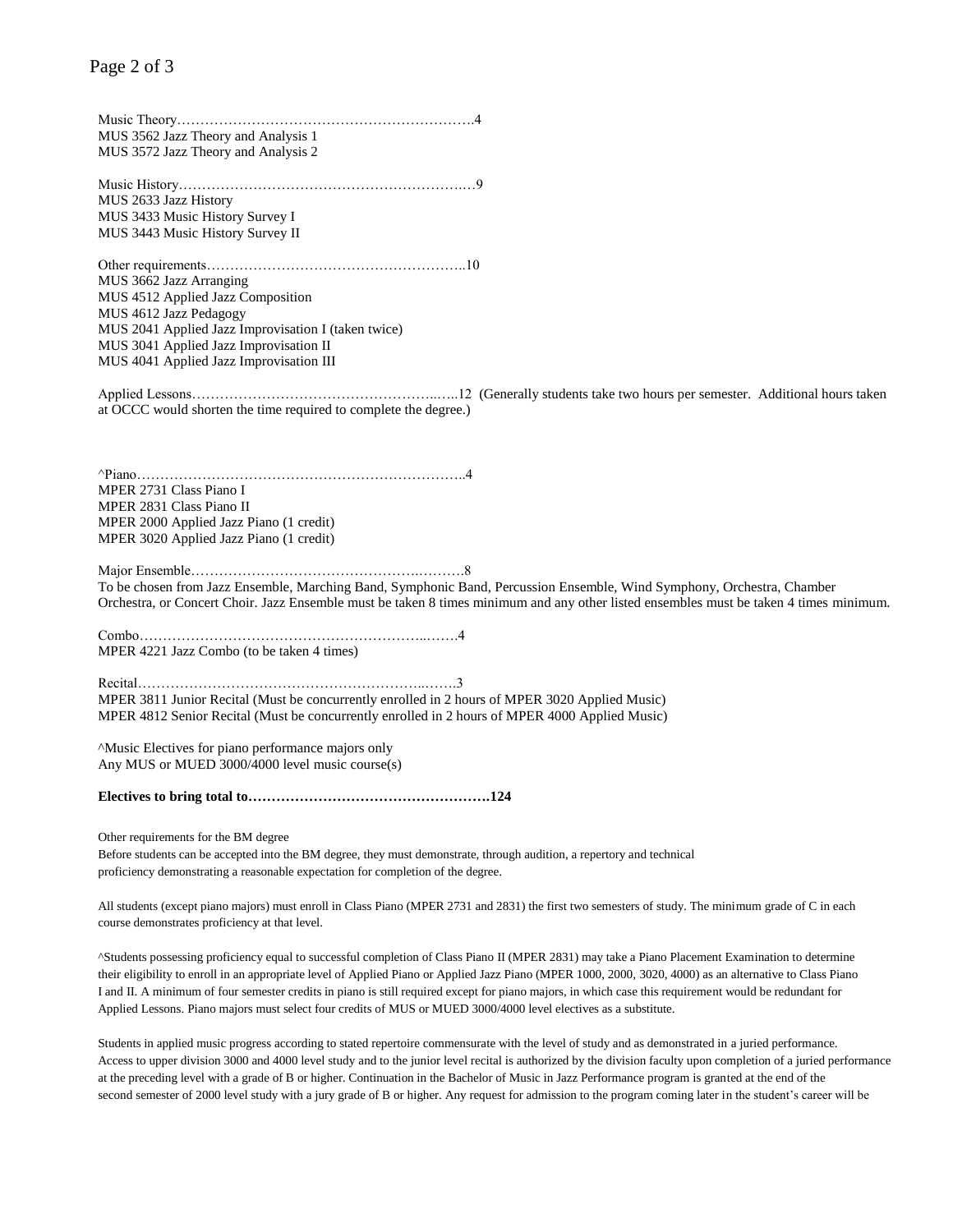Music Theory……………………………………………………….4
MUS 3562 Jazz Theory and Analysis 1
MUS 3572 Jazz Theory and Analysis 2

Music History……………………………………………………..…9
MUS 2633 Jazz History
MUS 3433 Music History Survey I
MUS 3443 Music History Survey II

Other requirements………………………………………………..10
MUS 3662 Jazz Arranging
MUS 4512 Applied Jazz Composition
MUS 4612 Jazz Pedagogy
MUS 2041 Applied Jazz Improvisation I (taken twice)
MUS 3041 Applied Jazz Improvisation II
MUS 4041 Applied Jazz Improvisation III

Applied Lessons…………………………………………..…..12 (Generally students take two hours per semester. Additional hours taken at OCCC would shorten the time required to complete the degree.)

^Piano……………………………………………………………..4
MPER 2731 Class Piano I
MPER 2831 Class Piano II
MPER 2000 Applied Jazz Piano (1 credit)
MPER 3020 Applied Jazz Piano (1 credit)

Major Ensemble…………………………………………..……….8
To be chosen from Jazz Ensemble, Marching Band, Symphonic Band, Percussion Ensemble, Wind Symphony, Orchestra, Chamber Orchestra, or Concert Choir. Jazz Ensemble must be taken 8 times minimum and any other listed ensembles must be taken 4 times minimum.

Combo…………………………………………………..…….4
MPER 4221 Jazz Combo (to be taken 4 times)

Recital…………………………………………………..…….3
MPER 3811 Junior Recital (Must be concurrently enrolled in 2 hours of MPER 3020 Applied Music)
MPER 4812 Senior Recital (Must be concurrently enrolled in 2 hours of MPER 4000 Applied Music)

^Music Electives for piano performance majors only
Any MUS or MUED 3000/4000 level music course(s)

**Electives to bring total to…………………………………………….124**

Other requirements for the BM degree
Before students can be accepted into the BM degree, they must demonstrate, through audition, a repertory and technical proficiency demonstrating a reasonable expectation for completion of the degree.

All students (except piano majors) must enroll in Class Piano (MPER 2731 and 2831) the first two semesters of study. The minimum grade of C in each course demonstrates proficiency at that level.

^Students possessing proficiency equal to successful completion of Class Piano II (MPER 2831) may take a Piano Placement Examination to determine their eligibility to enroll in an appropriate level of Applied Piano or Applied Jazz Piano (MPER 1000, 2000, 3020, 4000) as an alternative to Class Piano I and II. A minimum of four semester credits in piano is still required except for piano majors, in which case this requirement would be redundant for Applied Lessons. Piano majors must select four credits of MUS or MUED 3000/4000 level electives as a substitute.

Students in applied music progress according to stated repertoire commensurate with the level of study and as demonstrated in a juried performance. Access to upper division 3000 and 4000 level study and to the junior level recital is authorized by the division faculty upon completion of a juried performance at the preceding level with a grade of B or higher. Continuation in the Bachelor of Music in Jazz Performance program is granted at the end of the second semester of 2000 level study with a jury grade of B or higher. Any request for admission to the program coming later in the student's career will be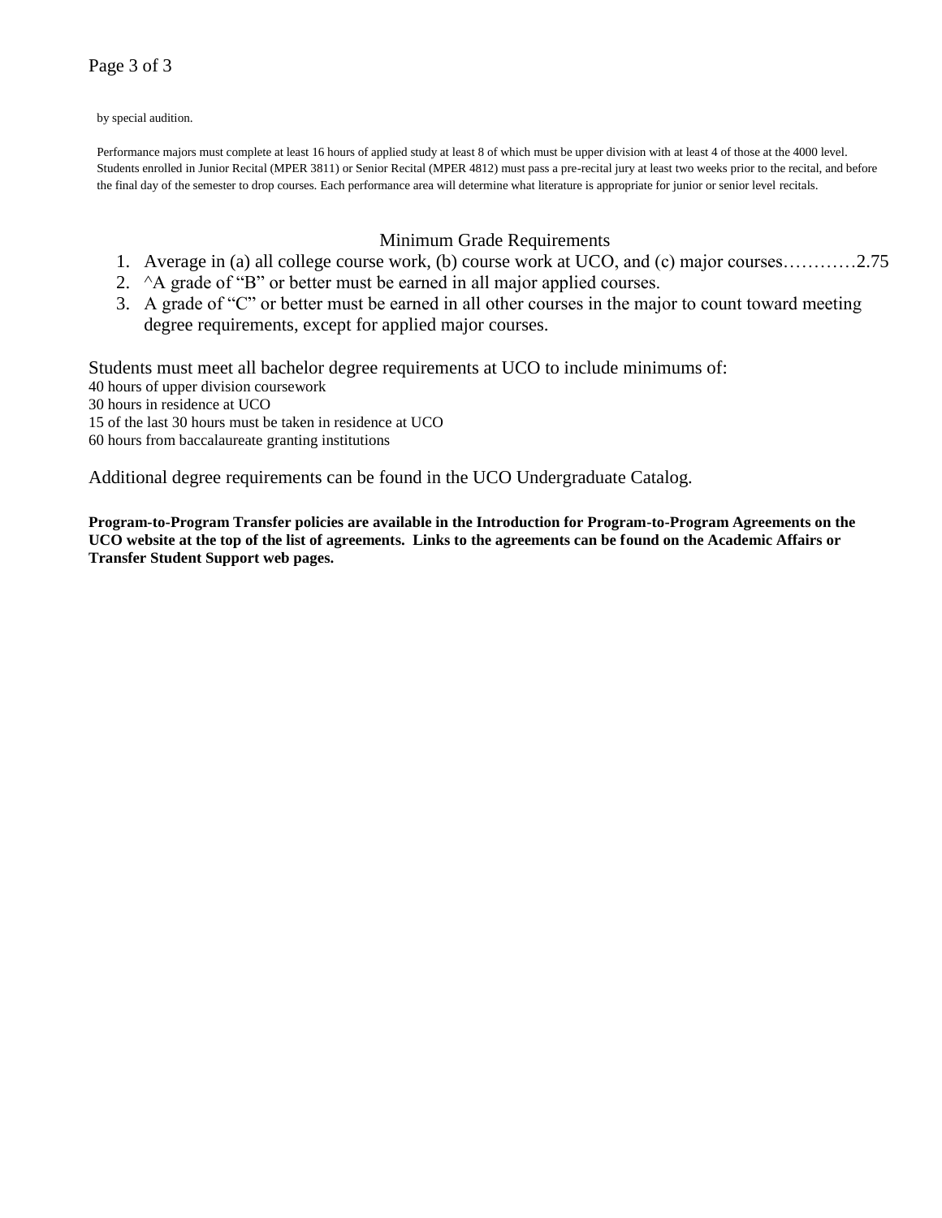by special audition.

Performance majors must complete at least 16 hours of applied study at least 8 of which must be upper division with at least 4 of those at the 4000 level. Students enrolled in Junior Recital (MPER 3811) or Senior Recital (MPER 4812) must pass a pre-recital jury at least two weeks prior to the recital, and before the final day of the semester to drop courses. Each performance area will determine what literature is appropriate for junior or senior level recitals.

## Minimum Grade Requirements

1. Average in (a) all college course work, (b) course work at UCO, and (c) major courses…………2.75
2. ^A grade of "B" or better must be earned in all major applied courses.
3. A grade of "C" or better must be earned in all other courses in the major to count toward meeting degree requirements, except for applied major courses.

Students must meet all bachelor degree requirements at UCO to include minimums of:

40 hours of upper division coursework
30 hours in residence at UCO
15 of the last 30 hours must be taken in residence at UCO
60 hours from baccalaureate granting institutions

Additional degree requirements can be found in the UCO Undergraduate Catalog.

**Program-to-Program Transfer policies are available in the Introduction for Program-to-Program Agreements on the UCO website at the top of the list of agreements. Links to the agreements can be found on the Academic Affairs or Transfer Student Support web pages.**